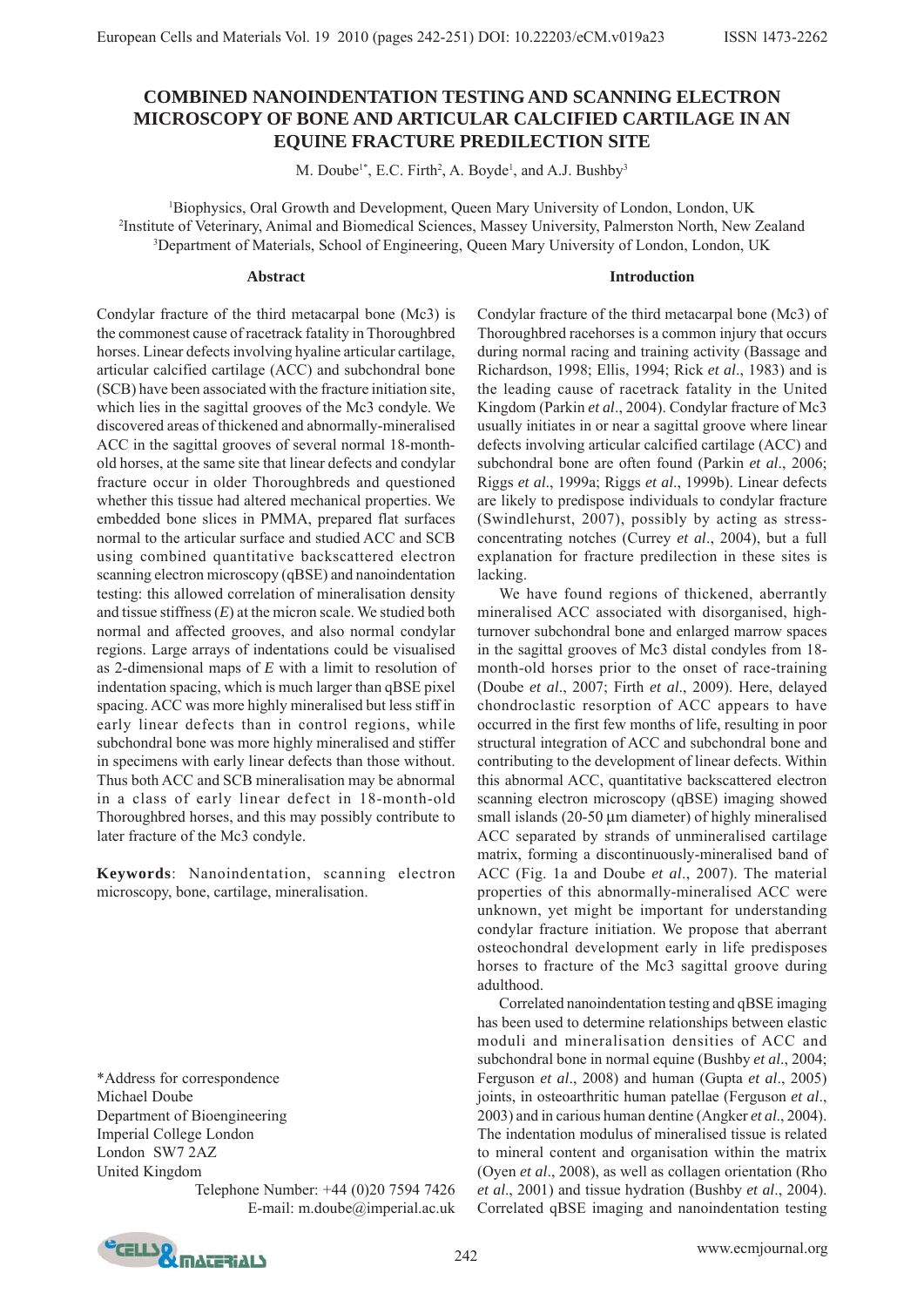# COMBINED NANOINDENTATION TESTING AND SCANNING ELECTRON MICROSCOPY OF BONE AND ARTICULAR CALCIFIED CARTILAGE IN AN EQUINE FRACTURE PREDILECTION SITE

M. Doube[1*], E.C. Firth[2], A. Boyde[1], and A.J. Bushby[3]

[1]Biophysics, Oral Growth and Development, Queen Mary University of London, London, UK
[2]Institute of Veterinary, Animal and Biomedical Sciences, Massey University, Palmerston North, New Zealand
[3]Department of Materials, School of Engineering, Queen Mary University of London, London, UK

## Abstract

Condylar fracture of the third metacarpal bone (Mc3) is the commonest cause of racetrack fatality in Thoroughbred horses. Linear defects involving hyaline articular cartilage, articular calcified cartilage (ACC) and subchondral bone (SCB) have been associated with the fracture initiation site, which lies in the sagittal grooves of the Mc3 condyle. We discovered areas of thickened and abnormally-mineralised ACC in the sagittal grooves of several normal 18-month-old horses, at the same site that linear defects and condylar fracture occur in older Thoroughbreds and questioned whether this tissue had altered mechanical properties. We embedded bone slices in PMMA, prepared flat surfaces normal to the articular surface and studied ACC and SCB using combined quantitative backscattered electron scanning electron microscopy (qBSE) and nanoindentation testing: this allowed correlation of mineralisation density and tissue stiffness ($E$) at the micron scale. We studied both normal and affected grooves, and also normal condylar regions. Large arrays of indentations could be visualised as 2-dimensional maps of $E$ with a limit to resolution of indentation spacing, which is much larger than qBSE pixel spacing. ACC was more highly mineralised but less stiff in early linear defects than in control regions, while subchondral bone was more highly mineralised and stiffer in specimens with early linear defects than those without. Thus both ACC and SCB mineralisation may be abnormal in a class of early linear defect in 18-month-old Thoroughbred horses, and this may possibly contribute to later fracture of the Mc3 condyle.

**Keywords**: Nanoindentation, scanning electron microscopy, bone, cartilage, mineralisation.

*Address for correspondence
Michael Doube
Department of Bioengineering
Imperial College London
London SW7 2AZ
United Kingdom
Telephone Number: +44 (0)20 7594 7426
E-mail: m.doube@imperial.ac.uk

## Introduction

Condylar fracture of the third metacarpal bone (Mc3) of Thoroughbred racehorses is a common injury that occurs during normal racing and training activity (Bassage and Richardson, 1998; Ellis, 1994; Rick *et al*., 1983) and is the leading cause of racetrack fatality in the United Kingdom (Parkin *et al*., 2004). Condylar fracture of Mc3 usually initiates in or near a sagittal groove where linear defects involving articular calcified cartilage (ACC) and subchondral bone are often found (Parkin *et al*., 2006; Riggs *et al*., 1999a; Riggs *et al*., 1999b). Linear defects are likely to predispose individuals to condylar fracture (Swindlehurst, 2007), possibly by acting as stress-concentrating notches (Currey *et al*., 2004), but a full explanation for fracture predilection in these sites is lacking.

We have found regions of thickened, aberrantly mineralised ACC associated with disorganised, high-turnover subchondral bone and enlarged marrow spaces in the sagittal grooves of Mc3 distal condyles from 18-month-old horses prior to the onset of race-training (Doube *et al*., 2007; Firth *et al*., 2009). Here, delayed chondroclastic resorption of ACC appears to have occurred in the first few months of life, resulting in poor structural integration of ACC and subchondral bone and contributing to the development of linear defects. Within this abnormal ACC, quantitative backscattered electron scanning electron microscopy (qBSE) imaging showed small islands (20-50 µm diameter) of highly mineralised ACC separated by strands of unmineralised cartilage matrix, forming a discontinuously-mineralised band of ACC (Fig. 1a and Doube *et al*., 2007). The material properties of this abnormally-mineralised ACC were unknown, yet might be important for understanding condylar fracture initiation. We propose that aberrant osteochondral development early in life predisposes horses to fracture of the Mc3 sagittal groove during adulthood.

Correlated nanoindentation testing and qBSE imaging has been used to determine relationships between elastic moduli and mineralisation densities of ACC and subchondral bone in normal equine (Bushby *et al*., 2004; Ferguson *et al*., 2008) and human (Gupta *et al*., 2005) joints, in osteoarthritic human patellae (Ferguson *et al*., 2003) and in carious human dentine (Angker *et al*., 2004). The indentation modulus of mineralised tissue is related to mineral content and organisation within the matrix (Oyen *et al*., 2008), as well as collagen orientation (Rho *et al*., 2001) and tissue hydration (Bushby *et al*., 2004). Correlated qBSE imaging and nanoindentation testing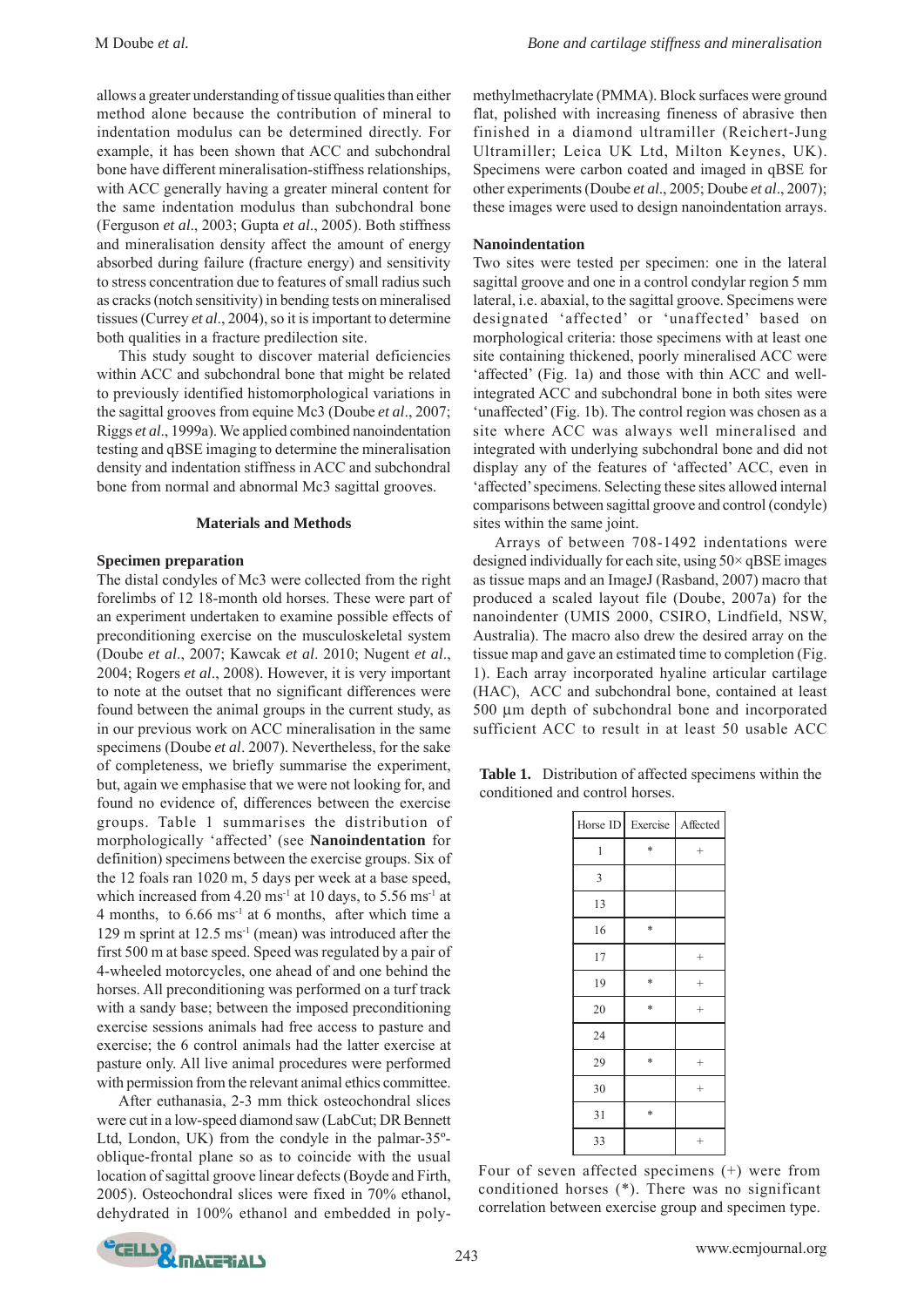allows a greater understanding of tissue qualities than either method alone because the contribution of mineral to indentation modulus can be determined directly. For example, it has been shown that ACC and subchondral bone have different mineralisation-stiffness relationships, with ACC generally having a greater mineral content for the same indentation modulus than subchondral bone (Ferguson *et al*., 2003; Gupta *et al*., 2005). Both stiffness and mineralisation density affect the amount of energy absorbed during failure (fracture energy) and sensitivity to stress concentration due to features of small radius such as cracks (notch sensitivity) in bending tests on mineralised tissues (Currey *et al*., 2004), so it is important to determine both qualities in a fracture predilection site.

This study sought to discover material deficiencies within ACC and subchondral bone that might be related to previously identified histomorphological variations in the sagittal grooves from equine Mc3 (Doube *et al*., 2007; Riggs *et al*., 1999a). We applied combined nanoindentation testing and qBSE imaging to determine the mineralisation density and indentation stiffness in ACC and subchondral bone from normal and abnormal Mc3 sagittal grooves.

## Materials and Methods

### Specimen preparation

The distal condyles of Mc3 were collected from the right forelimbs of 12 18-month old horses. These were part of an experiment undertaken to examine possible effects of preconditioning exercise on the musculoskeletal system (Doube *et al*., 2007; Kawcak *et al*. 2010; Nugent *et al*., 2004; Rogers *et al*., 2008). However, it is very important to note at the outset that no significant differences were found between the animal groups in the current study, as in our previous work on ACC mineralisation in the same specimens (Doube *et al*. 2007). Nevertheless, for the sake of completeness, we briefly summarise the experiment, but, again we emphasise that we were not looking for, and found no evidence of, differences between the exercise groups. Table 1 summarises the distribution of morphologically 'affected' (see **Nanoindentation** for definition) specimens between the exercise groups. Six of the 12 foals ran 1020 m, 5 days per week at a base speed, which increased from 4.20 ms$^{-1}$ at 10 days, to 5.56 ms$^{-1}$ at 4 months, to 6.66 ms$^{-1}$ at 6 months, after which time a 129 m sprint at 12.5 ms$^{-1}$ (mean) was introduced after the first 500 m at base speed. Speed was regulated by a pair of 4-wheeled motorcycles, one ahead of and one behind the horses. All preconditioning was performed on a turf track with a sandy base; between the imposed preconditioning exercise sessions animals had free access to pasture and exercise; the 6 control animals had the latter exercise at pasture only. All live animal procedures were performed with permission from the relevant animal ethics committee.

After euthanasia, 2-3 mm thick osteochondral slices were cut in a low-speed diamond saw (LabCut; DR Bennett Ltd, London, UK) from the condyle in the palmar-35º-oblique-frontal plane so as to coincide with the usual location of sagittal groove linear defects (Boyde and Firth, 2005). Osteochondral slices were fixed in 70% ethanol, dehydrated in 100% ethanol and embedded in poly-methylmethacrylate (PMMA). Block surfaces were ground flat, polished with increasing fineness of abrasive then finished in a diamond ultramiller (Reichert-Jung Ultramiller; Leica UK Ltd, Milton Keynes, UK). Specimens were carbon coated and imaged in qBSE for other experiments (Doube *et al*., 2005; Doube *et al*., 2007); these images were used to design nanoindentation arrays.

### Nanoindentation

Two sites were tested per specimen: one in the lateral sagittal groove and one in a control condylar region 5 mm lateral, i.e. abaxial, to the sagittal groove. Specimens were designated 'affected' or 'unaffected' based on morphological criteria: those specimens with at least one site containing thickened, poorly mineralised ACC were 'affected' (Fig. 1a) and those with thin ACC and well-integrated ACC and subchondral bone in both sites were 'unaffected' (Fig. 1b). The control region was chosen as a site where ACC was always well mineralised and integrated with underlying subchondral bone and did not display any of the features of 'affected' ACC, even in 'affected' specimens. Selecting these sites allowed internal comparisons between sagittal groove and control (condyle) sites within the same joint.

Arrays of between 708-1492 indentations were designed individually for each site, using 50× qBSE images as tissue maps and an ImageJ (Rasband, 2007) macro that produced a scaled layout file (Doube, 2007a) for the nanoindenter (UMIS 2000, CSIRO, Lindfield, NSW, Australia). The macro also drew the desired array on the tissue map and gave an estimated time to completion (Fig. 1). Each array incorporated hyaline articular cartilage (HAC), ACC and subchondral bone, contained at least 500 μm depth of subchondral bone and incorporated sufficient ACC to result in at least 50 usable ACC

**Table 1.** Distribution of affected specimens within the conditioned and control horses.

| Horse ID | Exercise | Affected |
|---|---|---|
| 1 | * | + |
| 3 | | |
| 13 | | |
| 16 | * | |
| 17 | | + |
| 19 | * | + |
| 20 | * | + |
| 24 | | |
| 29 | * | + |
| 30 | | + |
| 31 | * | |
| 33 | | + |

Four of seven affected specimens (+) were from conditioned horses (*). There was no significant correlation between exercise group and specimen type.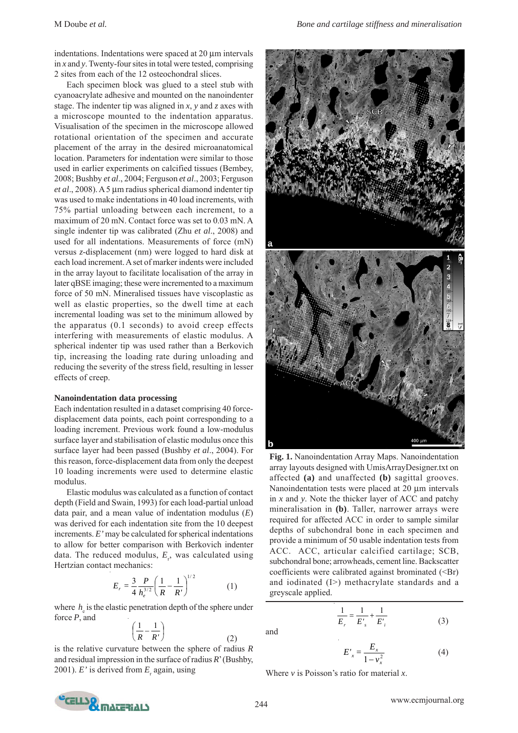indentations. Indentations were spaced at 20 μm intervals in *x* and *y*. Twenty-four sites in total were tested, comprising 2 sites from each of the 12 osteochondral slices.

Each specimen block was glued to a steel stub with cyanoacrylate adhesive and mounted on the nanoindenter stage. The indenter tip was aligned in *x*, *y* and *z* axes with a microscope mounted to the indentation apparatus. Visualisation of the specimen in the microscope allowed rotational orientation of the specimen and accurate placement of the array in the desired microanatomical location. Parameters for indentation were similar to those used in earlier experiments on calcified tissues (Bembey, 2008; Bushby *et al*., 2004; Ferguson *et al*., 2003; Ferguson *et al*., 2008). A 5 μm radius spherical diamond indenter tip was used to make indentations in 40 load increments, with 75% partial unloading between each increment, to a maximum of 20 mN. Contact force was set to 0.03 mN. A single indenter tip was calibrated (Zhu *et al*., 2008) and used for all indentations. Measurements of force (mN) versus *z*-displacement (nm) were logged to hard disk at each load increment. A set of marker indents were included in the array layout to facilitate localisation of the array in later qBSE imaging; these were incremented to a maximum force of 50 mN. Mineralised tissues have viscoplastic as well as elastic properties, so the dwell time at each incremental loading was set to the minimum allowed by the apparatus (0.1 seconds) to avoid creep effects interfering with measurements of elastic modulus. A spherical indenter tip was used rather than a Berkovich tip, increasing the loading rate during unloading and reducing the severity of the stress field, resulting in lesser effects of creep.

### Nanoindentation data processing

Each indentation resulted in a dataset comprising 40 force-displacement data points, each point corresponding to a loading increment. Previous work found a low-modulus surface layer and stabilisation of elastic modulus once this surface layer had been passed (Bushby *et al*., 2004). For this reason, force-displacement data from only the deepest 10 loading increments were used to determine elastic modulus.

Elastic modulus was calculated as a function of contact depth (Field and Swain, 1993) for each load-partial unload data pair, and a mean value of indentation modulus ($E$) was derived for each indentation site from the 10 deepest increments. $E'$ may be calculated for spherical indentations to allow for better comparison with Berkovich indenter data. The reduced modulus, $E_r$, was calculated using Hertzian contact mechanics:

$$E_r = \frac{3}{4}\frac{P}{h_e^{3/2}}\left(\frac{1}{R} - \frac{1}{R'}\right)^{1/2} \qquad (1)$$

where $h_e$ is the elastic penetration depth of the sphere under force $P$, and

$$\left(\frac{1}{R} - \frac{1}{R'}\right) \qquad (2)$$

is the relative curvature between the sphere of radius $R$ and residual impression in the surface of radius $R'$ (Bushby, 2001). $E'$ is derived from $E_r$ again, using

$$\frac{1}{E_r} = \frac{1}{E'_s} + \frac{1}{E'_i} \qquad (3)$$

and

$$E'_x = \frac{E_x}{1 - v_x^2} \qquad (4)$$

Where $v$ is Poisson's ratio for material $x$.

**Fig. 1.** Nanoindentation Array Maps. Nanoindentation array layouts designed with UmisArrayDesigner.txt on affected **(a)** and unaffected **(b)** sagittal grooves. Nanoindentation tests were placed at 20 μm intervals in *x* and *y*. Note the thicker layer of ACC and patchy mineralisation in **(b)**. Taller, narrower arrays were required for affected ACC in order to sample similar depths of subchondral bone in each specimen and provide a minimum of 50 usable indentation tests from ACC. ACC, articular calcified cartilage; SCB, subchondral bone; arrowheads, cement line. Backscatter coefficients were calibrated against brominated (<Br) and iodinated (I>) methacrylate standards and a greyscale applied.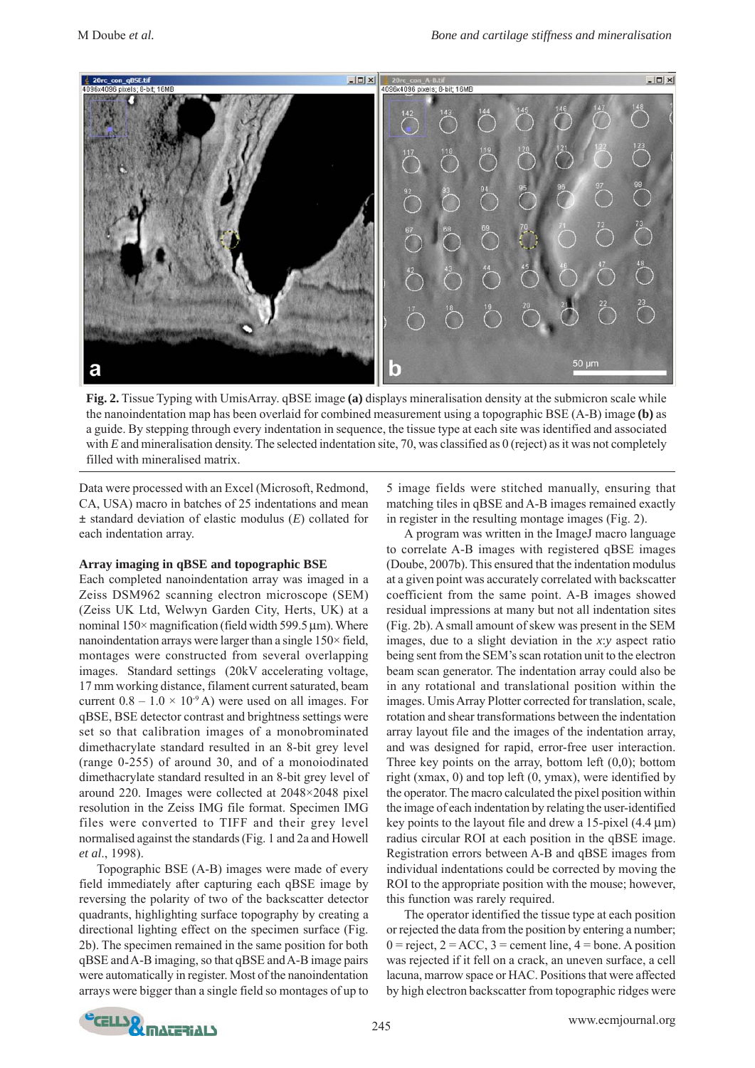**Fig. 2.** Tissue Typing with UmisArray. qBSE image **(a)** displays mineralisation density at the submicron scale while the nanoindentation map has been overlaid for combined measurement using a topographic BSE (A-B) image **(b)** as a guide. By stepping through every indentation in sequence, the tissue type at each site was identified and associated with *E* and mineralisation density. The selected indentation site, 70, was classified as 0 (reject) as it was not completely filled with mineralised matrix.

Data were processed with an Excel (Microsoft, Redmond, CA, USA) macro in batches of 25 indentations and mean ± standard deviation of elastic modulus (*E*) collated for each indentation array.

### Array imaging in qBSE and topographic BSE

Each completed nanoindentation array was imaged in a Zeiss DSM962 scanning electron microscope (SEM) (Zeiss UK Ltd, Welwyn Garden City, Herts, UK) at a nominal 150× magnification (field width 599.5 µm). Where nanoindentation arrays were larger than a single 150× field, montages were constructed from several overlapping images. Standard settings (20kV accelerating voltage, 17 mm working distance, filament current saturated, beam current 0.8 – 1.0 × $10^{-9}$ A) were used on all images. For qBSE, BSE detector contrast and brightness settings were set so that calibration images of a monobrominated dimethacrylate standard resulted in an 8-bit grey level (range 0-255) of around 30, and of a monoiodinated dimethacrylate standard resulted in an 8-bit grey level of around 220. Images were collected at 2048×2048 pixel resolution in the Zeiss IMG file format. Specimen IMG files were converted to TIFF and their grey level normalised against the standards (Fig. 1 and 2a and Howell *et al*., 1998).

Topographic BSE (A-B) images were made of every field immediately after capturing each qBSE image by reversing the polarity of two of the backscatter detector quadrants, highlighting surface topography by creating a directional lighting effect on the specimen surface (Fig. 2b). The specimen remained in the same position for both qBSE and A-B imaging, so that qBSE and A-B image pairs were automatically in register. Most of the nanoindentation arrays were bigger than a single field so montages of up to 5 image fields were stitched manually, ensuring that matching tiles in qBSE and A-B images remained exactly in register in the resulting montage images (Fig. 2).

A program was written in the ImageJ macro language to correlate A-B images with registered qBSE images (Doube, 2007b). This ensured that the indentation modulus at a given point was accurately correlated with backscatter coefficient from the same point. A-B images showed residual impressions at many but not all indentation sites (Fig. 2b). A small amount of skew was present in the SEM images, due to a slight deviation in the *x:y* aspect ratio being sent from the SEM's scan rotation unit to the electron beam scan generator. The indentation array could also be in any rotational and translational position within the images. Umis Array Plotter corrected for translation, scale, rotation and shear transformations between the indentation array layout file and the images of the indentation array, and was designed for rapid, error-free user interaction. Three key points on the array, bottom left (0,0); bottom right (xmax, 0) and top left (0, ymax), were identified by the operator. The macro calculated the pixel position within the image of each indentation by relating the user-identified key points to the layout file and drew a 15-pixel (4.4 µm) radius circular ROI at each position in the qBSE image. Registration errors between A-B and qBSE images from individual indentations could be corrected by moving the ROI to the appropriate position with the mouse; however, this function was rarely required.

The operator identified the tissue type at each position or rejected the data from the position by entering a number; 0 = reject, 2 = ACC, 3 = cement line, 4 = bone. A position was rejected if it fell on a crack, an uneven surface, a cell lacuna, marrow space or HAC. Positions that were affected by high electron backscatter from topographic ridges were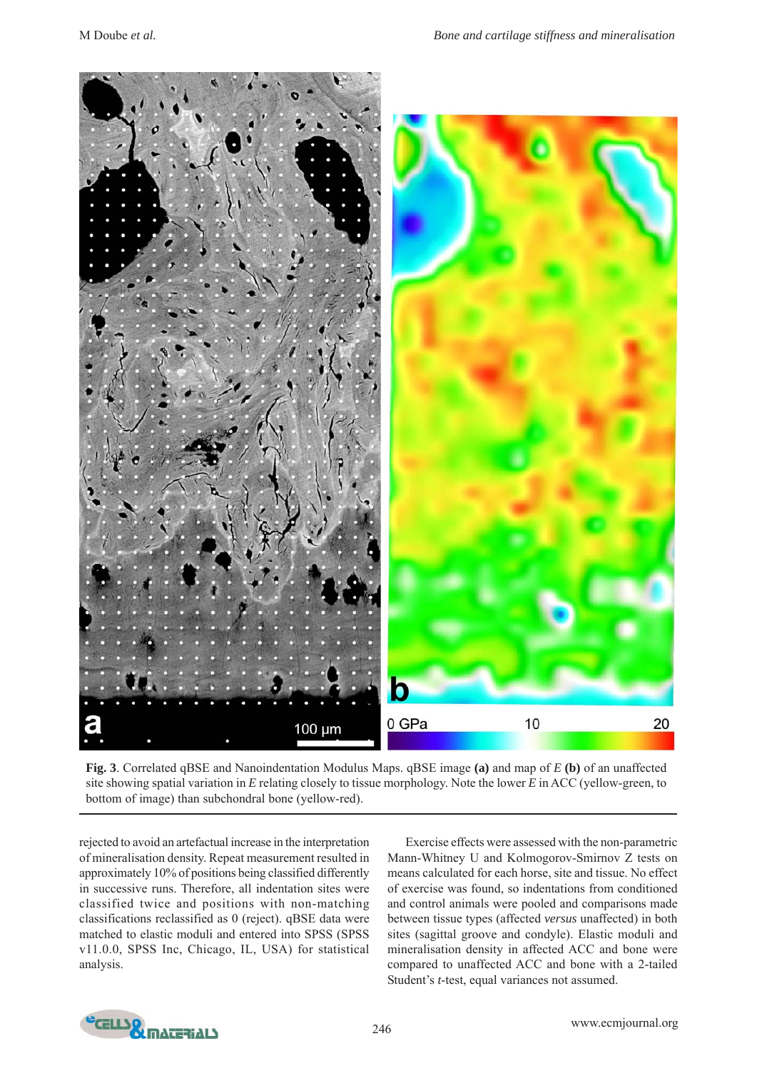**Fig. 3**. Correlated qBSE and Nanoindentation Modulus Maps. qBSE image **(a)** and map of *E* **(b)** of an unaffected site showing spatial variation in *E* relating closely to tissue morphology. Note the lower *E* in ACC (yellow-green, to bottom of image) than subchondral bone (yellow-red).

rejected to avoid an artefactual increase in the interpretation of mineralisation density. Repeat measurement resulted in approximately 10% of positions being classified differently in successive runs. Therefore, all indentation sites were classified twice and positions with non-matching classifications reclassified as 0 (reject). qBSE data were matched to elastic moduli and entered into SPSS (SPSS v11.0.0, SPSS Inc, Chicago, IL, USA) for statistical analysis.

Exercise effects were assessed with the non-parametric Mann-Whitney U and Kolmogorov-Smirnov Z tests on means calculated for each horse, site and tissue. No effect of exercise was found, so indentations from conditioned and control animals were pooled and comparisons made between tissue types (affected *versus* unaffected) in both sites (sagittal groove and condyle). Elastic moduli and mineralisation density in affected ACC and bone were compared to unaffected ACC and bone with a 2-tailed Student's *t*-test, equal variances not assumed.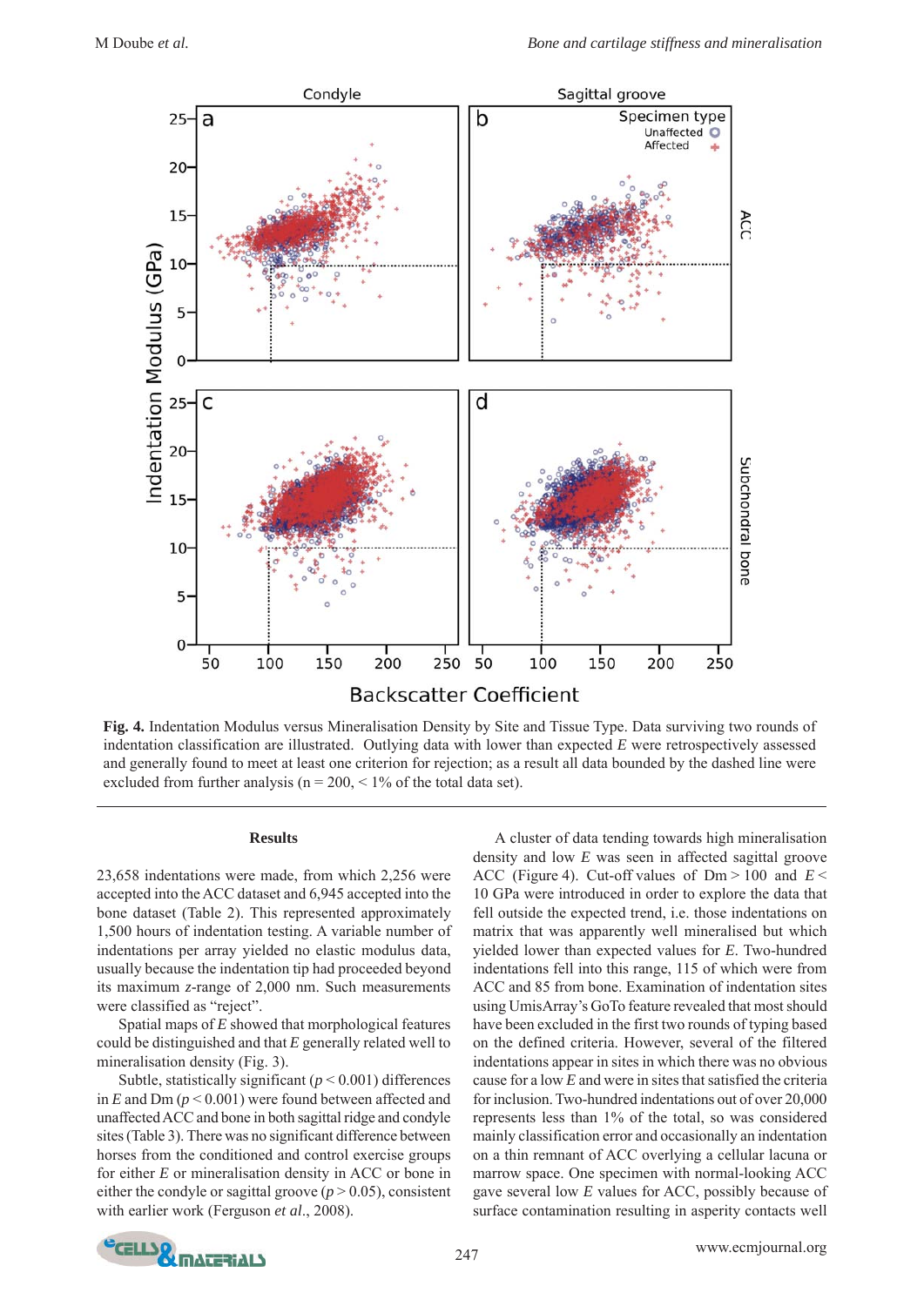**Fig. 4.** Indentation Modulus versus Mineralisation Density by Site and Tissue Type. Data surviving two rounds of indentation classification are illustrated. Outlying data with lower than expected *E* were retrospectively assessed and generally found to meet at least one criterion for rejection; as a result all data bounded by the dashed line were excluded from further analysis (n = 200, < 1% of the total data set).

## Results

23,658 indentations were made, from which 2,256 were accepted into the ACC dataset and 6,945 accepted into the bone dataset (Table 2). This represented approximately 1,500 hours of indentation testing. A variable number of indentations per array yielded no elastic modulus data, usually because the indentation tip had proceeded beyond its maximum *z*-range of 2,000 nm. Such measurements were classified as "reject".

Spatial maps of *E* showed that morphological features could be distinguished and that *E* generally related well to mineralisation density (Fig. 3).

Subtle, statistically significant ($p < 0.001$) differences in *E* and Dm ($p < 0.001$) were found between affected and unaffected ACC and bone in both sagittal ridge and condyle sites (Table 3). There was no significant difference between horses from the conditioned and control exercise groups for either *E* or mineralisation density in ACC or bone in either the condyle or sagittal groove ($p > 0.05$), consistent with earlier work (Ferguson *et al*., 2008).

A cluster of data tending towards high mineralisation density and low *E* was seen in affected sagittal groove ACC (Figure 4). Cut-off values of Dm > 100 and *E* < 10 GPa were introduced in order to explore the data that fell outside the expected trend, i.e. those indentations on matrix that was apparently well mineralised but which yielded lower than expected values for *E*. Two-hundred indentations fell into this range, 115 of which were from ACC and 85 from bone. Examination of indentation sites using UmisArray's GoTo feature revealed that most should have been excluded in the first two rounds of typing based on the defined criteria. However, several of the filtered indentations appear in sites in which there was no obvious cause for a low *E* and were in sites that satisfied the criteria for inclusion. Two-hundred indentations out of over 20,000 represents less than 1% of the total, so was considered mainly classification error and occasionally an indentation on a thin remnant of ACC overlying a cellular lacuna or marrow space. One specimen with normal-looking ACC gave several low *E* values for ACC, possibly because of surface contamination resulting in asperity contacts well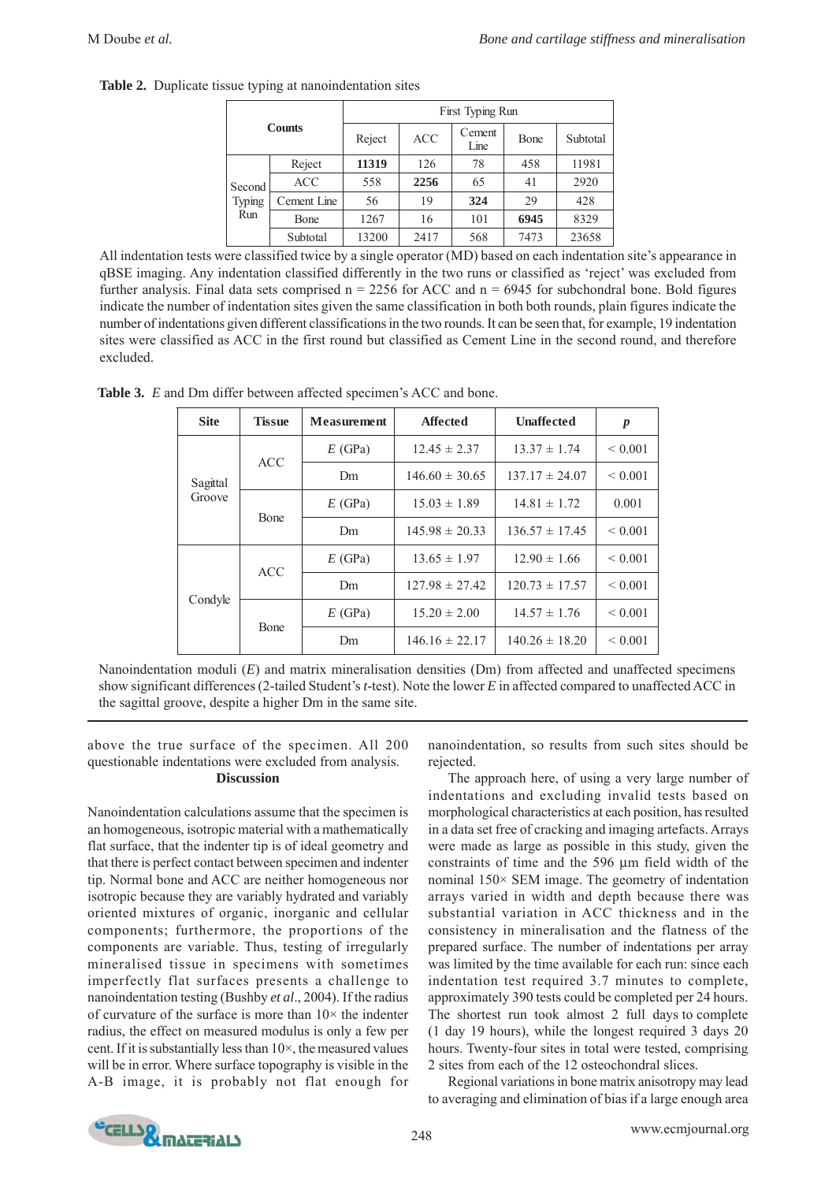**Table 2.** Duplicate tissue typing at nanoindentation sites

| Counts | | First Typing Run: Reject | ACC | Cement Line | Bone | Subtotal |
|---|---|---|---|---|---|---|
| Second Typing Run | Reject | **11319** | 126 | 78 | 458 | 11981 |
| | ACC | 558 | **2256** | 65 | 41 | 2920 |
| | Cement Line | 56 | 19 | **324** | 29 | 428 |
| | Bone | 1267 | 16 | 101 | **6945** | 8329 |
| | Subtotal | 13200 | 2417 | 568 | 7473 | 23658 |

All indentation tests were classified twice by a single operator (MD) based on each indentation site's appearance in qBSE imaging. Any indentation classified differently in the two runs or classified as 'reject' was excluded from further analysis. Final data sets comprised n = 2256 for ACC and n = 6945 for subchondral bone. Bold figures indicate the number of indentation sites given the same classification in both both rounds, plain figures indicate the number of indentations given different classifications in the two rounds. It can be seen that, for example, 19 indentation sites were classified as ACC in the first round but classified as Cement Line in the second round, and therefore excluded.

**Table 3.** *E* and Dm differ between affected specimen's ACC and bone.

| Site | Tissue | Measurement | Affected | Unaffected | *p* |
|---|---|---|---|---|---|
| Sagittal Groove | ACC | *E* (GPa) | 12.45 ± 2.37 | 13.37 ± 1.74 | < 0.001 |
| | | Dm | 146.60 ± 30.65 | 137.17 ± 24.07 | < 0.001 |
| | Bone | *E* (GPa) | 15.03 ± 1.89 | 14.81 ± 1.72 | 0.001 |
| | | Dm | 145.98 ± 20.33 | 136.57 ± 17.45 | < 0.001 |
| Condyle | ACC | *E* (GPa) | 13.65 ± 1.97 | 12.90 ± 1.66 | < 0.001 |
| | | Dm | 127.98 ± 27.42 | 120.73 ± 17.57 | < 0.001 |
| | Bone | *E* (GPa) | 15.20 ± 2.00 | 14.57 ± 1.76 | < 0.001 |
| | | Dm | 146.16 ± 22.17 | 140.26 ± 18.20 | < 0.001 |

Nanoindentation moduli (*E*) and matrix mineralisation densities (Dm) from affected and unaffected specimens show significant differences (2-tailed Student's *t*-test). Note the lower *E* in affected compared to unaffected ACC in the sagittal groove, despite a higher Dm in the same site.

above the true surface of the specimen. All 200 questionable indentations were excluded from analysis.

## Discussion

Nanoindentation calculations assume that the specimen is an homogeneous, isotropic material with a mathematically flat surface, that the indenter tip is of ideal geometry and that there is perfect contact between specimen and indenter tip. Normal bone and ACC are neither homogeneous nor isotropic because they are variably hydrated and variably oriented mixtures of organic, inorganic and cellular components; furthermore, the proportions of the components are variable. Thus, testing of irregularly mineralised tissue in specimens with sometimes imperfectly flat surfaces presents a challenge to nanoindentation testing (Bushby *et al*., 2004). If the radius of curvature of the surface is more than 10× the indenter radius, the effect on measured modulus is only a few per cent. If it is substantially less than 10×, the measured values will be in error. Where surface topography is visible in the A-B image, it is probably not flat enough for nanoindentation, so results from such sites should be rejected.

The approach here, of using a very large number of indentations and excluding invalid tests based on morphological characteristics at each position, has resulted in a data set free of cracking and imaging artefacts. Arrays were made as large as possible in this study, given the constraints of time and the 596 µm field width of the nominal 150× SEM image. The geometry of indentation arrays varied in width and depth because there was substantial variation in ACC thickness and in the consistency in mineralisation and the flatness of the prepared surface. The number of indentations per array was limited by the time available for each run: since each indentation test required 3.7 minutes to complete, approximately 390 tests could be completed per 24 hours. The shortest run took almost 2 full days to complete (1 day 19 hours), while the longest required 3 days 20 hours. Twenty-four sites in total were tested, comprising 2 sites from each of the 12 osteochondral slices.

Regional variations in bone matrix anisotropy may lead to averaging and elimination of bias if a large enough area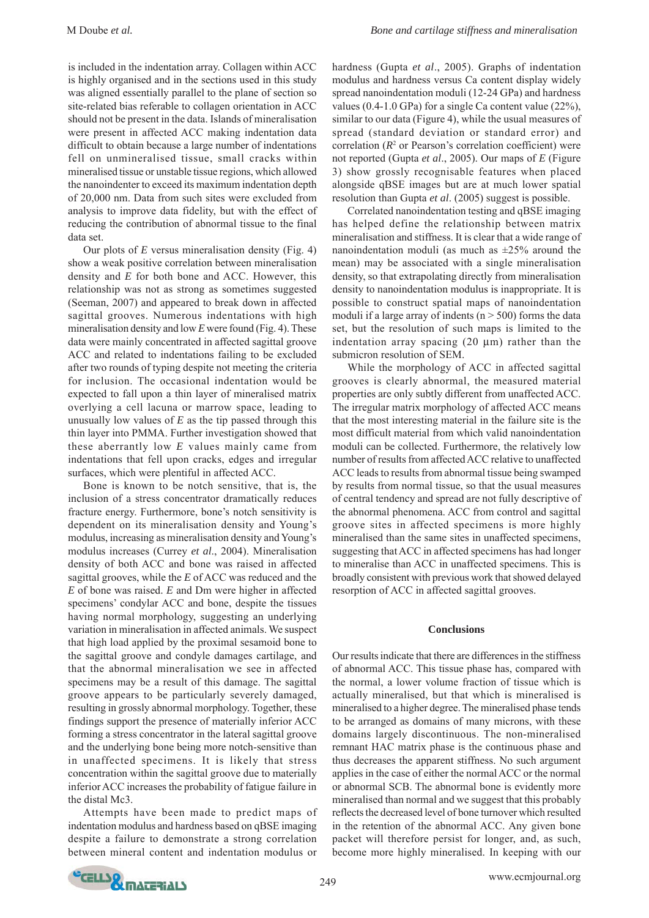is included in the indentation array. Collagen within ACC is highly organised and in the sections used in this study was aligned essentially parallel to the plane of section so site-related bias referable to collagen orientation in ACC should not be present in the data. Islands of mineralisation were present in affected ACC making indentation data difficult to obtain because a large number of indentations fell on unmineralised tissue, small cracks within mineralised tissue or unstable tissue regions, which allowed the nanoindenter to exceed its maximum indentation depth of 20,000 nm. Data from such sites were excluded from analysis to improve data fidelity, but with the effect of reducing the contribution of abnormal tissue to the final data set.

Our plots of *E* versus mineralisation density (Fig. 4) show a weak positive correlation between mineralisation density and *E* for both bone and ACC. However, this relationship was not as strong as sometimes suggested (Seeman, 2007) and appeared to break down in affected sagittal grooves. Numerous indentations with high mineralisation density and low *E* were found (Fig. 4). These data were mainly concentrated in affected sagittal groove ACC and related to indentations failing to be excluded after two rounds of typing despite not meeting the criteria for inclusion. The occasional indentation would be expected to fall upon a thin layer of mineralised matrix overlying a cell lacuna or marrow space, leading to unusually low values of *E* as the tip passed through this thin layer into PMMA. Further investigation showed that these aberrantly low *E* values mainly came from indentations that fell upon cracks, edges and irregular surfaces, which were plentiful in affected ACC.

Bone is known to be notch sensitive, that is, the inclusion of a stress concentrator dramatically reduces fracture energy. Furthermore, bone's notch sensitivity is dependent on its mineralisation density and Young's modulus, increasing as mineralisation density and Young's modulus increases (Currey *et al*., 2004). Mineralisation density of both ACC and bone was raised in affected sagittal grooves, while the *E* of ACC was reduced and the *E* of bone was raised. *E* and Dm were higher in affected specimens' condylar ACC and bone, despite the tissues having normal morphology, suggesting an underlying variation in mineralisation in affected animals. We suspect that high load applied by the proximal sesamoid bone to the sagittal groove and condyle damages cartilage, and that the abnormal mineralisation we see in affected specimens may be a result of this damage. The sagittal groove appears to be particularly severely damaged, resulting in grossly abnormal morphology. Together, these findings support the presence of materially inferior ACC forming a stress concentrator in the lateral sagittal groove and the underlying bone being more notch-sensitive than in unaffected specimens. It is likely that stress concentration within the sagittal groove due to materially inferior ACC increases the probability of fatigue failure in the distal Mc3.

Attempts have been made to predict maps of indentation modulus and hardness based on qBSE imaging despite a failure to demonstrate a strong correlation between mineral content and indentation modulus or hardness (Gupta *et al*., 2005). Graphs of indentation modulus and hardness versus Ca content display widely spread nanoindentation moduli (12-24 GPa) and hardness values (0.4-1.0 GPa) for a single Ca content value (22%), similar to our data (Figure 4), while the usual measures of spread (standard deviation or standard error) and correlation ($R^2$ or Pearson's correlation coefficient) were not reported (Gupta *et al*., 2005). Our maps of *E* (Figure 3) show grossly recognisable features when placed alongside qBSE images but are at much lower spatial resolution than Gupta *et al*. (2005) suggest is possible.

Correlated nanoindentation testing and qBSE imaging has helped define the relationship between matrix mineralisation and stiffness. It is clear that a wide range of nanoindentation moduli (as much as ±25% around the mean) may be associated with a single mineralisation density, so that extrapolating directly from mineralisation density to nanoindentation modulus is inappropriate. It is possible to construct spatial maps of nanoindentation moduli if a large array of indents ($n > 500$) forms the data set, but the resolution of such maps is limited to the indentation array spacing (20 µm) rather than the submicron resolution of SEM.

While the morphology of ACC in affected sagittal grooves is clearly abnormal, the measured material properties are only subtly different from unaffected ACC. The irregular matrix morphology of affected ACC means that the most interesting material in the failure site is the most difficult material from which valid nanoindentation moduli can be collected. Furthermore, the relatively low number of results from affected ACC relative to unaffected ACC leads to results from abnormal tissue being swamped by results from normal tissue, so that the usual measures of central tendency and spread are not fully descriptive of the abnormal phenomena. ACC from control and sagittal groove sites in affected specimens is more highly mineralised than the same sites in unaffected specimens, suggesting that ACC in affected specimens has had longer to mineralise than ACC in unaffected specimens. This is broadly consistent with previous work that showed delayed resorption of ACC in affected sagittal grooves.

## Conclusions

Our results indicate that there are differences in the stiffness of abnormal ACC. This tissue phase has, compared with the normal, a lower volume fraction of tissue which is actually mineralised, but that which is mineralised is mineralised to a higher degree. The mineralised phase tends to be arranged as domains of many microns, with these domains largely discontinuous. The non-mineralised remnant HAC matrix phase is the continuous phase and thus decreases the apparent stiffness. No such argument applies in the case of either the normal ACC or the normal or abnormal SCB. The abnormal bone is evidently more mineralised than normal and we suggest that this probably reflects the decreased level of bone turnover which resulted in the retention of the abnormal ACC. Any given bone packet will therefore persist for longer, and, as such, become more highly mineralised. In keeping with our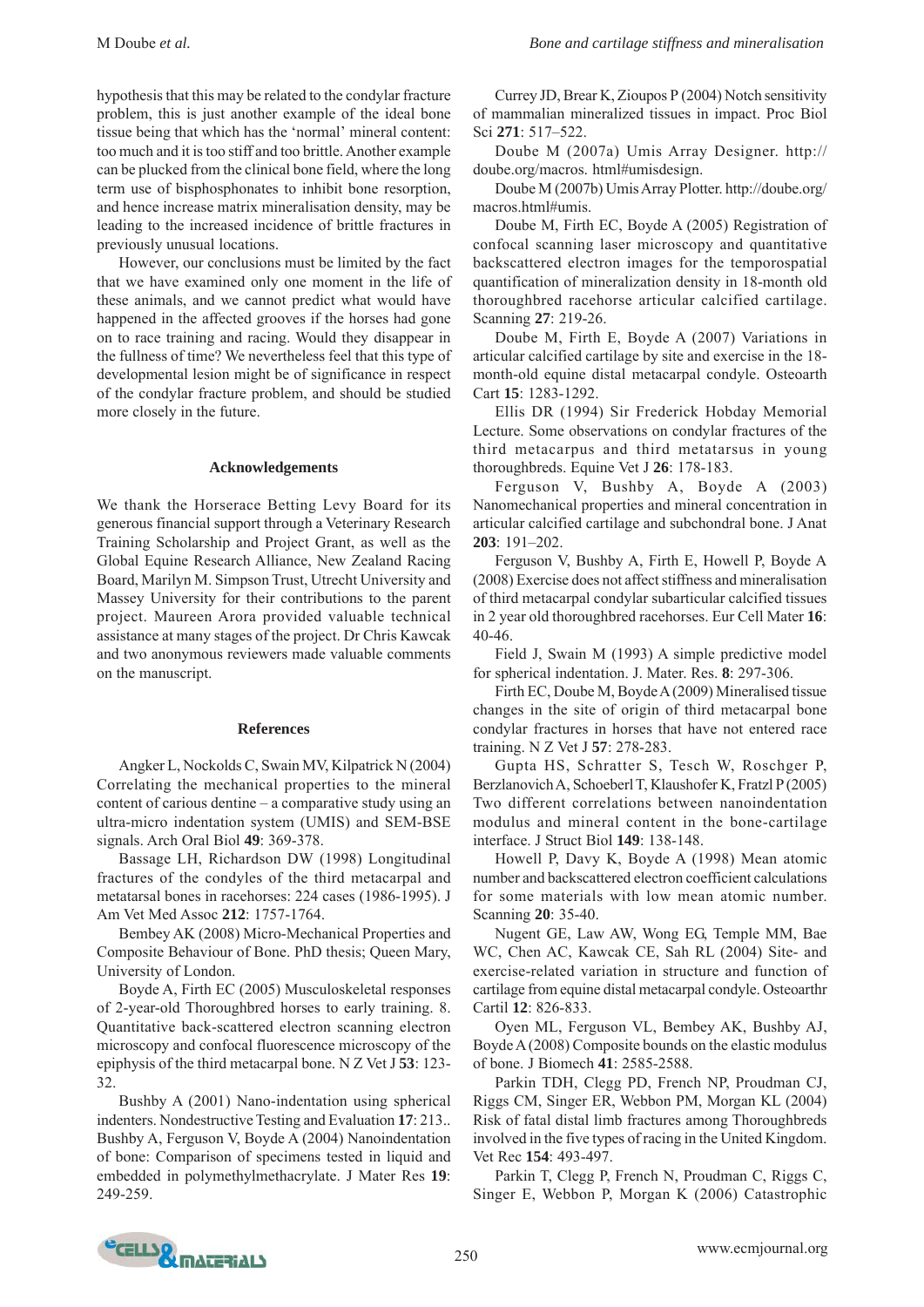hypothesis that this may be related to the condylar fracture problem, this is just another example of the ideal bone tissue being that which has the 'normal' mineral content: too much and it is too stiff and too brittle. Another example can be plucked from the clinical bone field, where the long term use of bisphosphonates to inhibit bone resorption, and hence increase matrix mineralisation density, may be leading to the increased incidence of brittle fractures in previously unusual locations.

However, our conclusions must be limited by the fact that we have examined only one moment in the life of these animals, and we cannot predict what would have happened in the affected grooves if the horses had gone on to race training and racing. Would they disappear in the fullness of time? We nevertheless feel that this type of developmental lesion might be of significance in respect of the condylar fracture problem, and should be studied more closely in the future.

## Acknowledgements

We thank the Horserace Betting Levy Board for its generous financial support through a Veterinary Research Training Scholarship and Project Grant, as well as the Global Equine Research Alliance, New Zealand Racing Board, Marilyn M. Simpson Trust, Utrecht University and Massey University for their contributions to the parent project. Maureen Arora provided valuable technical assistance at many stages of the project. Dr Chris Kawcak and two anonymous reviewers made valuable comments on the manuscript.

## References

Angker L, Nockolds C, Swain MV, Kilpatrick N (2004) Correlating the mechanical properties to the mineral content of carious dentine – a comparative study using an ultra-micro indentation system (UMIS) and SEM-BSE signals. Arch Oral Biol **49**: 369-378.

Bassage LH, Richardson DW (1998) Longitudinal fractures of the condyles of the third metacarpal and metatarsal bones in racehorses: 224 cases (1986-1995). J Am Vet Med Assoc **212**: 1757-1764.

Bembey AK (2008) Micro-Mechanical Properties and Composite Behaviour of Bone. PhD thesis; Queen Mary, University of London.

Boyde A, Firth EC (2005) Musculoskeletal responses of 2-year-old Thoroughbred horses to early training. 8. Quantitative back-scattered electron scanning electron microscopy and confocal fluorescence microscopy of the epiphysis of the third metacarpal bone. N Z Vet J **53**: 123-32.

Bushby A (2001) Nano-indentation using spherical indenters. Nondestructive Testing and Evaluation **17**: 213..

Bushby A, Ferguson V, Boyde A (2004) Nanoindentation of bone: Comparison of specimens tested in liquid and embedded in polymethylmethacrylate. J Mater Res **19**: 249-259.

Currey JD, Brear K, Zioupos P (2004) Notch sensitivity of mammalian mineralized tissues in impact. Proc Biol Sci **271**: 517–522.

Doube M (2007a) Umis Array Designer. http://doube.org/macros. html#umisdesign.

Doube M (2007b) Umis Array Plotter. http://doube.org/macros.html#umis.

Doube M, Firth EC, Boyde A (2005) Registration of confocal scanning laser microscopy and quantitative backscattered electron images for the temporospatial quantification of mineralization density in 18-month old thoroughbred racehorse articular calcified cartilage. Scanning **27**: 219-26.

Doube M, Firth E, Boyde A (2007) Variations in articular calcified cartilage by site and exercise in the 18-month-old equine distal metacarpal condyle. Osteoarth Cart **15**: 1283-1292.

Ellis DR (1994) Sir Frederick Hobday Memorial Lecture. Some observations on condylar fractures of the third metacarpus and third metatarsus in young thoroughbreds. Equine Vet J **26**: 178-183.

Ferguson V, Bushby A, Boyde A (2003) Nanomechanical properties and mineral concentration in articular calcified cartilage and subchondral bone. J Anat **203**: 191–202.

Ferguson V, Bushby A, Firth E, Howell P, Boyde A (2008) Exercise does not affect stiffness and mineralisation of third metacarpal condylar subarticular calcified tissues in 2 year old thoroughbred racehorses. Eur Cell Mater **16**: 40-46.

Field J, Swain M (1993) A simple predictive model for spherical indentation. J. Mater. Res. **8**: 297-306.

Firth EC, Doube M, Boyde A (2009) Mineralised tissue changes in the site of origin of third metacarpal bone condylar fractures in horses that have not entered race training. N Z Vet J **57**: 278-283.

Gupta HS, Schratter S, Tesch W, Roschger P, Berzlanovich A, Schoeberl T, Klaushofer K, Fratzl P (2005) Two different correlations between nanoindentation modulus and mineral content in the bone-cartilage interface. J Struct Biol **149**: 138-148.

Howell P, Davy K, Boyde A (1998) Mean atomic number and backscattered electron coefficient calculations for some materials with low mean atomic number. Scanning **20**: 35-40.

Nugent GE, Law AW, Wong EG, Temple MM, Bae WC, Chen AC, Kawcak CE, Sah RL (2004) Site- and exercise-related variation in structure and function of cartilage from equine distal metacarpal condyle. Osteoarthr Cartil **12**: 826-833.

Oyen ML, Ferguson VL, Bembey AK, Bushby AJ, Boyde A (2008) Composite bounds on the elastic modulus of bone. J Biomech **41**: 2585-2588.

Parkin TDH, Clegg PD, French NP, Proudman CJ, Riggs CM, Singer ER, Webbon PM, Morgan KL (2004) Risk of fatal distal limb fractures among Thoroughbreds involved in the five types of racing in the United Kingdom. Vet Rec **154**: 493-497.

Parkin T, Clegg P, French N, Proudman C, Riggs C, Singer E, Webbon P, Morgan K (2006) Catastrophic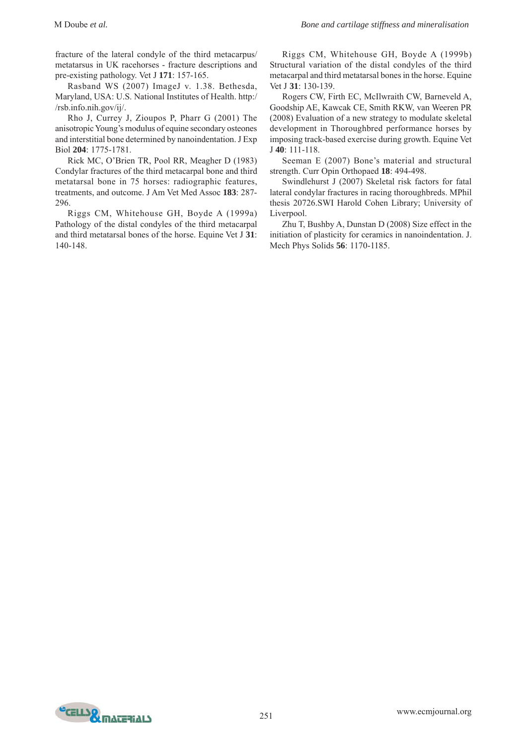fracture of the lateral condyle of the third metacarpus/metatarsus in UK racehorses - fracture descriptions and pre-existing pathology. Vet J **171**: 157-165.

Rasband WS (2007) ImageJ v. 1.38. Bethesda, Maryland, USA: U.S. National Institutes of Health. http://rsb.info.nih.gov/ij/.

Rho J, Currey J, Zioupos P, Pharr G (2001) The anisotropic Young's modulus of equine secondary osteones and interstitial bone determined by nanoindentation. J Exp Biol **204**: 1775-1781.

Rick MC, O'Brien TR, Pool RR, Meagher D (1983) Condylar fractures of the third metacarpal bone and third metatarsal bone in 75 horses: radiographic features, treatments, and outcome. J Am Vet Med Assoc **183**: 287-296.

Riggs CM, Whitehouse GH, Boyde A (1999a) Pathology of the distal condyles of the third metacarpal and third metatarsal bones of the horse. Equine Vet J **31**: 140-148.

Riggs CM, Whitehouse GH, Boyde A (1999b) Structural variation of the distal condyles of the third metacarpal and third metatarsal bones in the horse. Equine Vet J **31**: 130-139.

Rogers CW, Firth EC, McIlwraith CW, Barneveld A, Goodship AE, Kawcak CE, Smith RKW, van Weeren PR (2008) Evaluation of a new strategy to modulate skeletal development in Thoroughbred performance horses by imposing track-based exercise during growth. Equine Vet J **40**: 111-118.

Seeman E (2007) Bone's material and structural strength. Curr Opin Orthopaed **18**: 494-498.

Swindlehurst J (2007) Skeletal risk factors for fatal lateral condylar fractures in racing thoroughbreds. MPhil thesis 20726.SWI Harold Cohen Library; University of Liverpool.

Zhu T, Bushby A, Dunstan D (2008) Size effect in the initiation of plasticity for ceramics in nanoindentation. J. Mech Phys Solids **56**: 1170-1185.